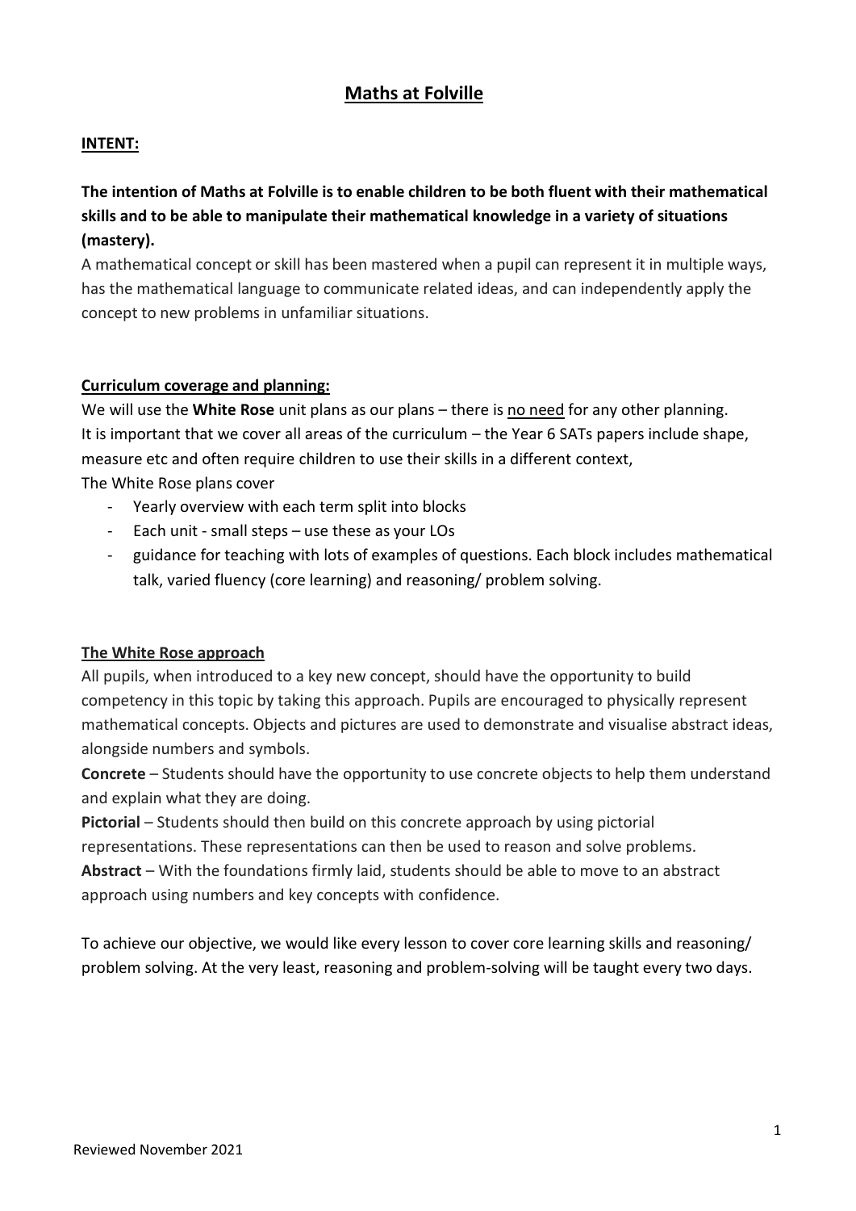# Maths at Folville

## INTENT:

**The intention of Maths at Folville is to enable children to be both fluent with their mathematical skills and to be able to manipulate their mathematical knowledge in a variety of situations (mastery).**

A mathematical concept or skill has been mastered when a pupil can represent it in multiple ways, has the mathematical language to communicate related ideas, and can independently apply the concept to new problems in unfamiliar situations.

## Curriculum coverage and planning:

We will use the **White Rose** unit plans as our plans – there is no need for any other planning. It is important that we cover all areas of the curriculum – the Year 6 SATs papers include shape, measure etc and often require children to use their skills in a different context,

The White Rose plans cover

- Yearly overview with each term split into blocks
- Each unit - small steps – use these as your LOs
- guidance for teaching with lots of examples of questions. Each block includes mathematical talk, varied fluency (core learning) and reasoning/ problem solving.

## The White Rose approach

All pupils, when introduced to a key new concept, should have the opportunity to build competency in this topic by taking this approach. Pupils are encouraged to physically represent mathematical concepts. Objects and pictures are used to demonstrate and visualise abstract ideas, alongside numbers and symbols.

**Concrete** – Students should have the opportunity to use concrete objects to help them understand and explain what they are doing.

**Pictorial** – Students should then build on this concrete approach by using pictorial representations. These representations can then be used to reason and solve problems.

**Abstract** – With the foundations firmly laid, students should be able to move to an abstract approach using numbers and key concepts with confidence.

To achieve our objective, we would like every lesson to cover core learning skills and reasoning/ problem solving. At the very least, reasoning and problem-solving will be taught every two days.

Reviewed November 2021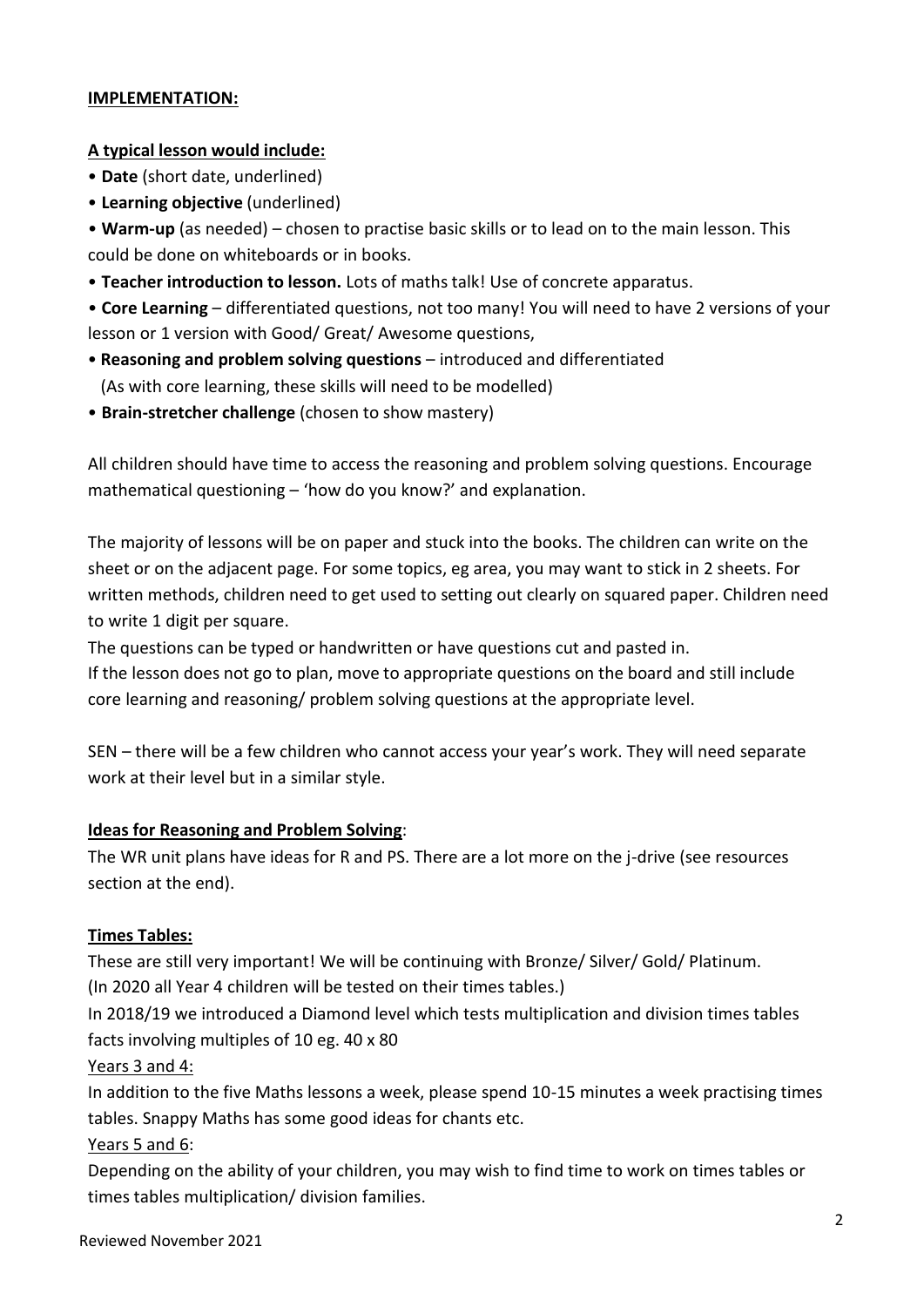**IMPLEMENTATION:**

**A typical lesson would include:**

- **Date** (short date, underlined)
- **Learning objective** (underlined)
- **Warm-up** (as needed) – chosen to practise basic skills or to lead on to the main lesson. This could be done on whiteboards or in books.
- **Teacher introduction to lesson.** Lots of maths talk! Use of concrete apparatus.
- **Core Learning** – differentiated questions, not too many! You will need to have 2 versions of your lesson or 1 version with Good/ Great/ Awesome questions,
- **Reasoning and problem solving questions** – introduced and differentiated (As with core learning, these skills will need to be modelled)
- **Brain-stretcher challenge** (chosen to show mastery)

All children should have time to access the reasoning and problem solving questions. Encourage mathematical questioning – 'how do you know?' and explanation.

The majority of lessons will be on paper and stuck into the books. The children can write on the sheet or on the adjacent page. For some topics, eg area, you may want to stick in 2 sheets. For written methods, children need to get used to setting out clearly on squared paper. Children need to write 1 digit per square.

The questions can be typed or handwritten or have questions cut and pasted in.

If the lesson does not go to plan, move to appropriate questions on the board and still include core learning and reasoning/ problem solving questions at the appropriate level.

SEN – there will be a few children who cannot access your year's work. They will need separate work at their level but in a similar style.

**Ideas for Reasoning and Problem Solving**:

The WR unit plans have ideas for R and PS. There are a lot more on the j-drive (see resources section at the end).

**Times Tables:**

These are still very important! We will be continuing with Bronze/ Silver/ Gold/ Platinum.
(In 2020 all Year 4 children will be tested on their times tables.)

In 2018/19 we introduced a Diamond level which tests multiplication and division times tables facts involving multiples of 10 eg. 40 x 80

Years 3 and 4:

In addition to the five Maths lessons a week, please spend 10-15 minutes a week practising times tables. Snappy Maths has some good ideas for chants etc.

Years 5 and 6:

Depending on the ability of your children, you may wish to find time to work on times tables or times tables multiplication/ division families.

Reviewed November 2021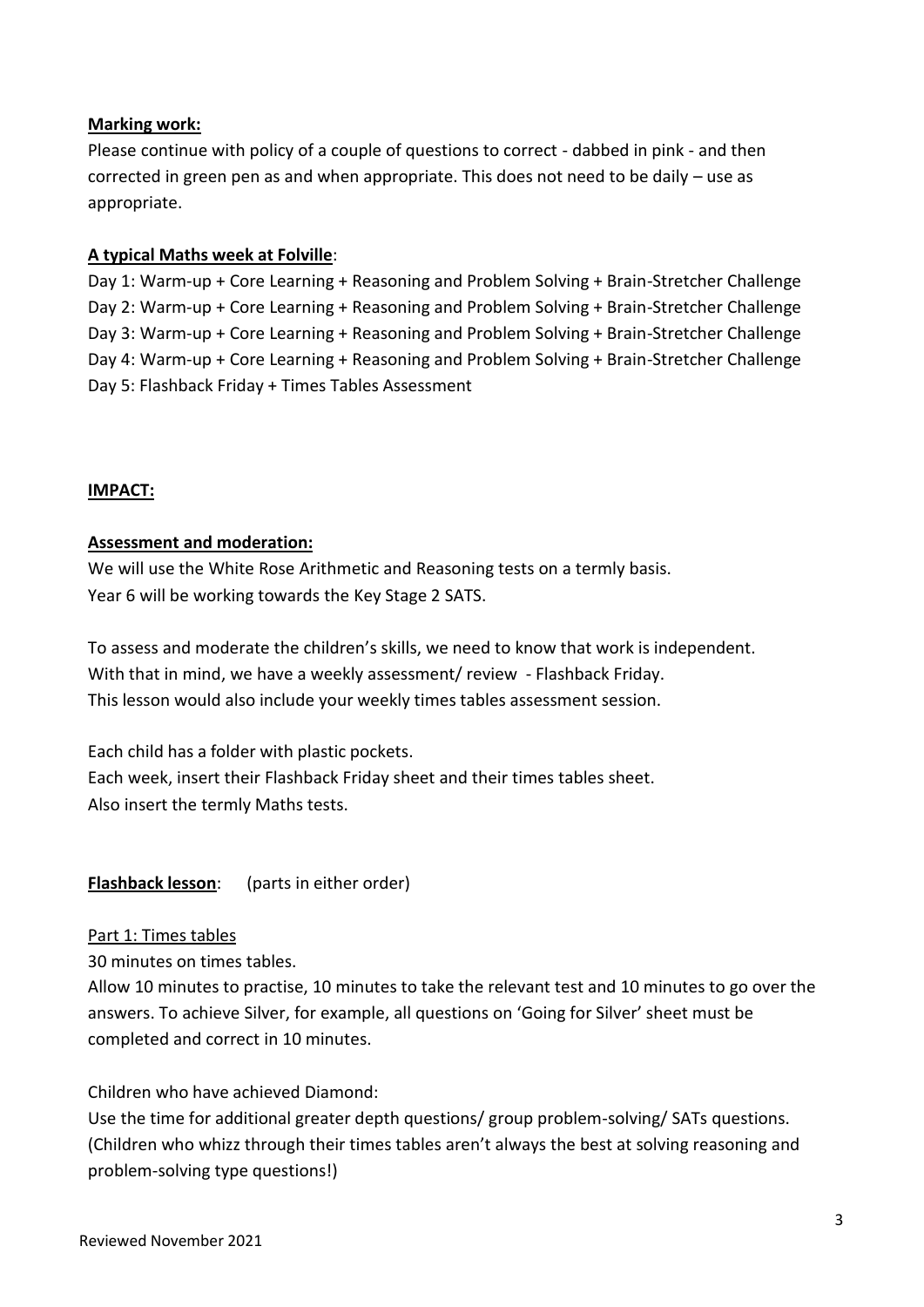**Marking work:**

Please continue with policy of a couple of questions to correct - dabbed in pink - and then corrected in green pen as and when appropriate. This does not need to be daily – use as appropriate.

**A typical Maths week at Folville**:

Day 1: Warm-up + Core Learning + Reasoning and Problem Solving + Brain-Stretcher Challenge
Day 2: Warm-up + Core Learning + Reasoning and Problem Solving + Brain-Stretcher Challenge
Day 3: Warm-up + Core Learning + Reasoning and Problem Solving + Brain-Stretcher Challenge
Day 4: Warm-up + Core Learning + Reasoning and Problem Solving + Brain-Stretcher Challenge
Day 5: Flashback Friday + Times Tables Assessment

**IMPACT:**

**Assessment and moderation:**

We will use the White Rose Arithmetic and Reasoning tests on a termly basis.
Year 6 will be working towards the Key Stage 2 SATS.

To assess and moderate the children's skills, we need to know that work is independent.
With that in mind, we have a weekly assessment/ review - Flashback Friday.
This lesson would also include your weekly times tables assessment session.

Each child has a folder with plastic pockets.
Each week, insert their Flashback Friday sheet and their times tables sheet.
Also insert the termly Maths tests.

**Flashback lesson**: (parts in either order)

Part 1: Times tables

30 minutes on times tables.

Allow 10 minutes to practise, 10 minutes to take the relevant test and 10 minutes to go over the answers. To achieve Silver, for example, all questions on 'Going for Silver' sheet must be completed and correct in 10 minutes.

Children who have achieved Diamond:

Use the time for additional greater depth questions/ group problem-solving/ SATs questions. (Children who whizz through their times tables aren't always the best at solving reasoning and problem-solving type questions!)

Reviewed November 2021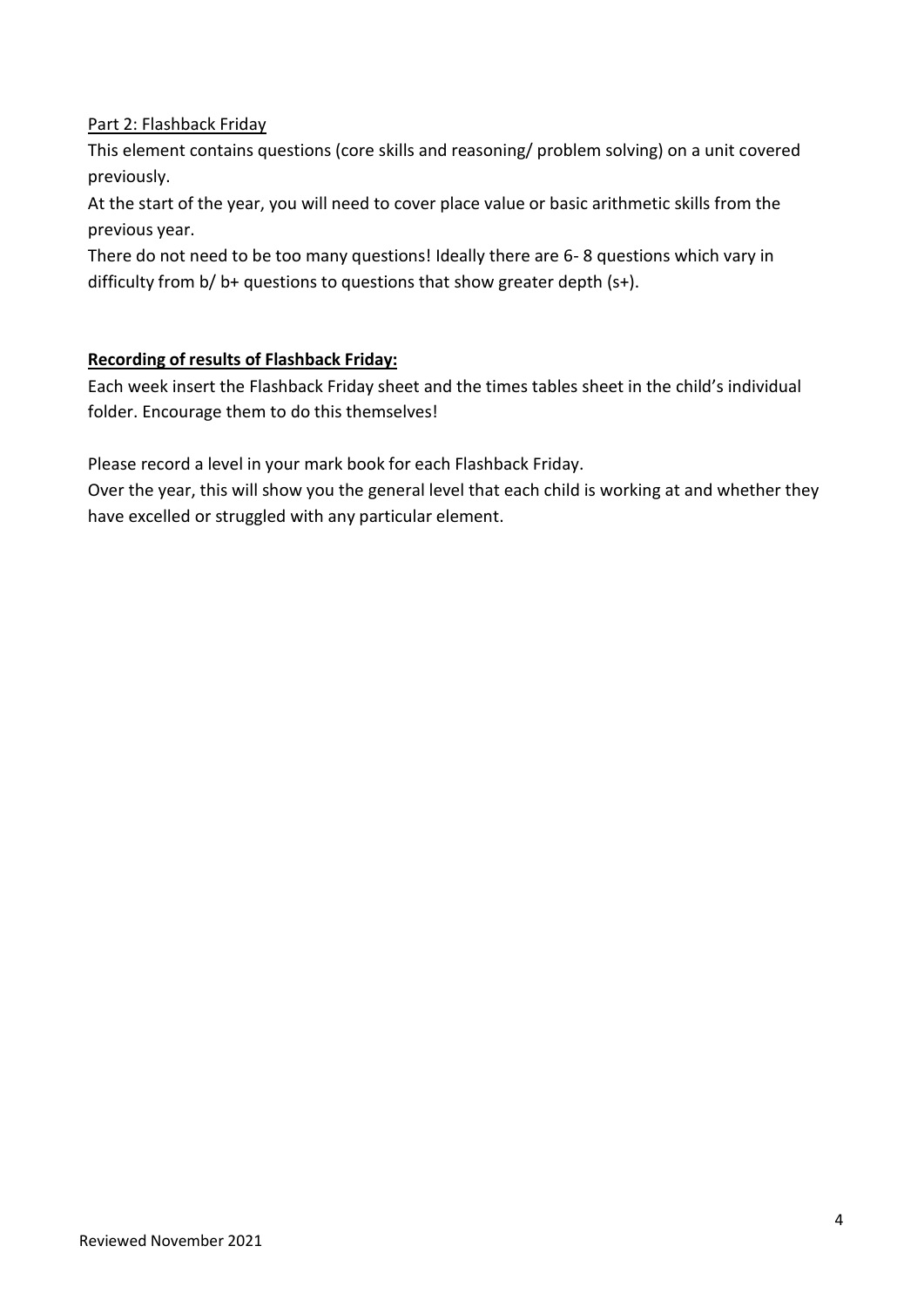Part 2: Flashback Friday

This element contains questions (core skills and reasoning/ problem solving) on a unit covered previously.

At the start of the year, you will need to cover place value or basic arithmetic skills from the previous year.

There do not need to be too many questions! Ideally there are 6- 8 questions which vary in difficulty from b/ b+ questions to questions that show greater depth (s+).

**Recording of results of Flashback Friday:**

Each week insert the Flashback Friday sheet and the times tables sheet in the child's individual folder. Encourage them to do this themselves!

Please record a level in your mark book for each Flashback Friday.

Over the year, this will show you the general level that each child is working at and whether they have excelled or struggled with any particular element.